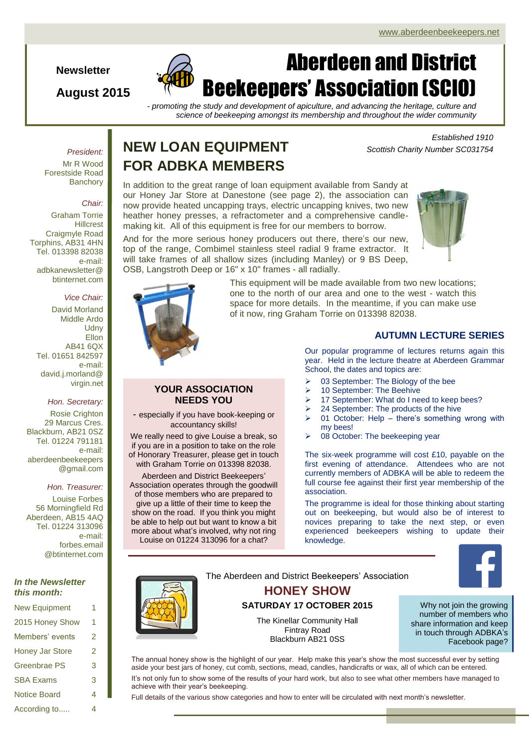www.aberdeenbeekeepers.net

**Newsletter**

**August 2015**

# Aberdeen and District Beekeepers' Association (SCIO)

*- promoting the study and development of apiculture, and advancing the heritage, culture and science of beekeeping amongst its membership and throughout the wider community*

*Established 1910*
*Scottish Charity Number SC031754*

*President:*
Mr R Wood
Forestside Road
Banchory

*Chair:*
Graham Torrie
Hillcrest
Craigmyle Road
Torphins, AB31 4HN
Tel. 013398 82038
e-mail:
adbkanewsletter@btinternet.com

*Vice Chair:*
David Morland
Middle Ardo
Udny
Ellon
AB41 6QX
Tel. 01651 842597
e-mail:
david.j.morland@virgin.net

*Hon. Secretary:*
Rosie Crighton
29 Marcus Cres.
Blackburn, AB21 0SZ
Tel. 01224 791181
e-mail:
aberdeenbeekeepers@gmail.com

*Hon. Treasurer:*
Louise Forbes
56 Morningfield Rd
Aberdeen, AB15 4AQ
Tel. 01224 313096
e-mail:
forbes.email@btinternet.com

***In the Newsletter this month:***

| | |
|---|---|
| New Equipment | 1 |
| 2015 Honey Show | 1 |
| Members' events | 2 |
| Honey Jar Store | 2 |
| Greenbrae PS | 3 |
| SBA Exams | 3 |
| Notice Board | 4 |
| According to..... | 4 |

## NEW LOAN EQUIPMENT FOR ADBKA MEMBERS

In addition to the great range of loan equipment available from Sandy at our Honey Jar Store at Danestone (see page 2), the association can now provide heated uncapping trays, electric uncapping knives, two new heather honey presses, a refractometer and a comprehensive candle-making kit. All of this equipment is free for our members to borrow.

And for the more serious honey producers out there, there's our new, top of the range, Combimel stainless steel radial 9 frame extractor. It will take frames of all shallow sizes (including Manley) or 9 BS Deep, OSB, Langstroth Deep or 16" x 10" frames - all radially.

This equipment will be made available from two new locations; one to the north of our area and one to the west - watch this space for more details. In the meantime, if you can make use of it now, ring Graham Torrie on 013398 82038.

### YOUR ASSOCIATION NEEDS YOU

- especially if you have book-keeping or accountancy skills!

We really need to give Louise a break, so if you are in a position to take on the role of Honorary Treasurer, please get in touch with Graham Torrie on 013398 82038.

Aberdeen and District Beekeepers' Association operates through the goodwill of those members who are prepared to give up a little of their time to keep the show on the road. If you think you might be able to help out but want to know a bit more about what's involved, why not ring Louise on 01224 313096 for a chat?

### AUTUMN LECTURE SERIES

Our popular programme of lectures returns again this year. Held in the lecture theatre at Aberdeen Grammar School, the dates and topics are:

- 03 September: The Biology of the bee
- 10 September: The Beehive
- 17 September: What do I need to keep bees?
- 24 September: The products of the hive
- 01 October: Help – there's something wrong with my bees!
- 08 October: The beekeeping year

The six-week programme will cost £10, payable on the first evening of attendance. Attendees who are not currently members of ADBKA will be able to redeem the full course fee against their first year membership of the association.

The programme is ideal for those thinking about starting out on beekeeping, but would also be of interest to novices preparing to take the next step, or even experienced beekeepers wishing to update their knowledge.

The Aberdeen and District Beekeepers' Association

## HONEY SHOW

**SATURDAY 17 OCTOBER 2015**

The Kinellar Community Hall
Fintray Road
Blackburn AB21 0SS

Why not join the growing number of members who share information and keep in touch through ADBKA's Facebook page?

The annual honey show is the highlight of our year. Help make this year's show the most successful ever by setting aside your best jars of honey, cut comb, sections, mead, candles, handicrafts or wax, all of which can be entered.

It's not only fun to show some of the results of your hard work, but also to see what other members have managed to achieve with their year's beekeeping.

Full details of the various show categories and how to enter will be circulated with next month's newsletter.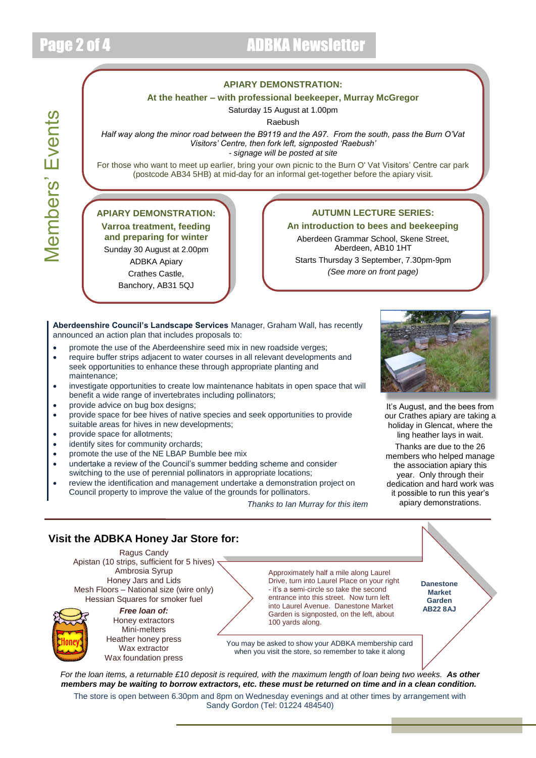## Members' Events

### APIARY DEMONSTRATION:

**At the heather – with professional beekeeper, Murray McGregor**

Saturday 15 August at 1.00pm

Raebush

*Half way along the minor road between the B9119 and the A97. From the south, pass the Burn O'Vat Visitors' Centre, then fork left, signposted 'Raebush'*
*- signage will be posted at site*

For those who want to meet up earlier, bring your own picnic to the Burn O' Vat Visitors' Centre car park (postcode AB34 5HB) at mid-day for an informal get-together before the apiary visit.

### APIARY DEMONSTRATION:

**Varroa treatment, feeding and preparing for winter**

Sunday 30 August at 2.00pm
ADBKA Apiary
Crathes Castle,
Banchory, AB31 5QJ

### AUTUMN LECTURE SERIES:

**An introduction to bees and beekeeping**

Aberdeen Grammar School, Skene Street, Aberdeen, AB10 1HT

Starts Thursday 3 September, 7.30pm-9pm

*(See more on front page)*

---

**Aberdeenshire Council's Landscape Services** Manager, Graham Wall, has recently announced an action plan that includes proposals to:

- promote the use of the Aberdeenshire seed mix in new roadside verges;
- require buffer strips adjacent to water courses in all relevant developments and seek opportunities to enhance these through appropriate planting and maintenance;
- investigate opportunities to create low maintenance habitats in open space that will benefit a wide range of invertebrates including pollinators;
- provide advice on bug box designs;
- provide space for bee hives of native species and seek opportunities to provide suitable areas for hives in new developments;
- provide space for allotments;
- identify sites for community orchards;
- promote the use of the NE LBAP Bumble bee mix
- undertake a review of the Council's summer bedding scheme and consider switching to the use of perennial pollinators in appropriate locations;
- review the identification and management undertake a demonstration project on Council property to improve the value of the grounds for pollinators.

*Thanks to Ian Murray for this item*

It's August, and the bees from our Crathes apiary are taking a holiday in Glencat, where the ling heather lays in wait.

Thanks are due to the 26 members who helped manage the association apiary this year. Only through their dedication and hard work was it possible to run this year's apiary demonstrations.

---

## Visit the ADBKA Honey Jar Store for:

Ragus Candy
Apistan (10 strips, sufficient for 5 hives)
Ambrosia Syrup
Honey Jars and Lids
Mesh Floors – National size (wire only)
Hessian Squares for smoker fuel

***Free loan of:***

Honey extractors
Mini-melters
Heather honey press
Wax extractor
Wax foundation press

Approximately half a mile along Laurel Drive, turn into Laurel Place on your right - it's a semi-circle so take the second entrance into this street. Now turn left into Laurel Avenue. Danestone Market Garden is signposted, on the left, about 100 yards along.

**Danestone Market Garden AB22 8AJ**

You may be asked to show your ADBKA membership card when you visit the store, so remember to take it along

*For the loan items, a returnable £10 deposit is required, with the maximum length of loan being two weeks.* ***As other members may be waiting to borrow extractors, etc. these must be returned on time and in a clean condition.***

The store is open between 6.30pm and 8pm on Wednesday evenings and at other times by arrangement with Sandy Gordon (Tel: 01224 484540)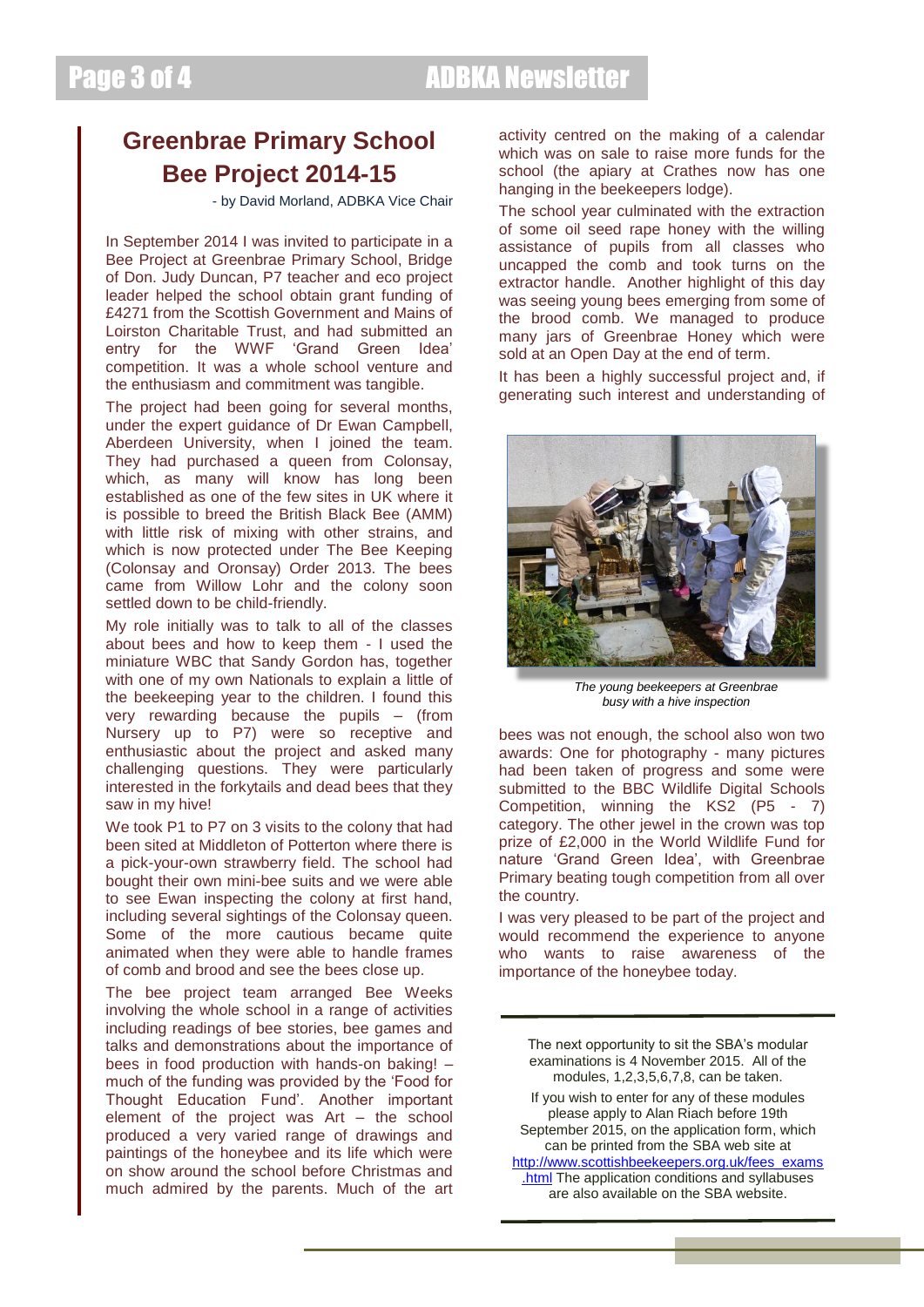# Greenbrae Primary School Bee Project 2014-15

- by David Morland, ADBKA Vice Chair

In September 2014 I was invited to participate in a Bee Project at Greenbrae Primary School, Bridge of Don. Judy Duncan, P7 teacher and eco project leader helped the school obtain grant funding of £4271 from the Scottish Government and Mains of Loirston Charitable Trust, and had submitted an entry for the WWF 'Grand Green Idea' competition. It was a whole school venture and the enthusiasm and commitment was tangible.

The project had been going for several months, under the expert guidance of Dr Ewan Campbell, Aberdeen University, when I joined the team. They had purchased a queen from Colonsay, which, as many will know has long been established as one of the few sites in UK where it is possible to breed the British Black Bee (AMM) with little risk of mixing with other strains, and which is now protected under The Bee Keeping (Colonsay and Oronsay) Order 2013. The bees came from Willow Lohr and the colony soon settled down to be child-friendly.

My role initially was to talk to all of the classes about bees and how to keep them - I used the miniature WBC that Sandy Gordon has, together with one of my own Nationals to explain a little of the beekeeping year to the children. I found this very rewarding because the pupils – (from Nursery up to P7) were so receptive and enthusiastic about the project and asked many challenging questions. They were particularly interested in the forkytails and dead bees that they saw in my hive!

We took P1 to P7 on 3 visits to the colony that had been sited at Middleton of Potterton where there is a pick-your-own strawberry field. The school had bought their own mini-bee suits and we were able to see Ewan inspecting the colony at first hand, including several sightings of the Colonsay queen. Some of the more cautious became quite animated when they were able to handle frames of comb and brood and see the bees close up.

The bee project team arranged Bee Weeks involving the whole school in a range of activities including readings of bee stories, bee games and talks and demonstrations about the importance of bees in food production with hands-on baking! – much of the funding was provided by the 'Food for Thought Education Fund'. Another important element of the project was Art – the school produced a very varied range of drawings and paintings of the honeybee and its life which were on show around the school before Christmas and much admired by the parents. Much of the art activity centred on the making of a calendar which was on sale to raise more funds for the school (the apiary at Crathes now has one hanging in the beekeepers lodge).

The school year culminated with the extraction of some oil seed rape honey with the willing assistance of pupils from all classes who uncapped the comb and took turns on the extractor handle. Another highlight of this day was seeing young bees emerging from some of the brood comb. We managed to produce many jars of Greenbrae Honey which were sold at an Open Day at the end of term.

It has been a highly successful project and, if generating such interest and understanding of bees was not enough, the school also won two awards: One for photography - many pictures had been taken of progress and some were submitted to the BBC Wildlife Digital Schools Competition, winning the KS2 (P5 - 7) category. The other jewel in the crown was top prize of £2,000 in the World Wildlife Fund for nature 'Grand Green Idea', with Greenbrae Primary beating tough competition from all over the country.

*The young beekeepers at Greenbrae busy with a hive inspection*

I was very pleased to be part of the project and would recommend the experience to anyone who wants to raise awareness of the importance of the honeybee today.

---

The next opportunity to sit the SBA's modular examinations is 4 November 2015. All of the modules, 1,2,3,5,6,7,8, can be taken.

If you wish to enter for any of these modules please apply to Alan Riach before 19th September 2015, on the application form, which can be printed from the SBA web site at http://www.scottishbeekeepers.org.uk/fees_exams.html The application conditions and syllabuses are also available on the SBA website.

---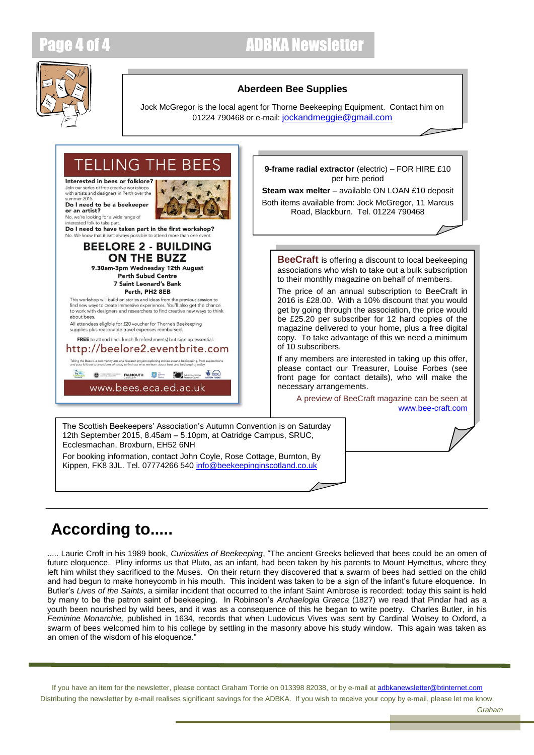### Aberdeen Bee Supplies

Jock McGregor is the local agent for Thorne Beekeeping Equipment. Contact him on 01224 790468 or e-mail: jockandmeggie@gmail.com

## TELLING THE BEES

**Interested in bees or folklore?**
Join our series of free creative workshops with artists and designers in Perth over the summer 2015.

**Do I need to be a beekeeper or an artist?**
No, we're looking for a wide range of interested folk to take part.

**Do I need to have taken part in the first workshop?**
No. We know that it isn't always possible to attend more than one event.

### BEELORE 2 - BUILDING ON THE BUZZ

**9.30am-3pm Wednesday 12th August**
**Perth Subud Centre**
**7 Saint Leonard's Bank**
**Perth, PH2 8EB**

This workshop will build on stories and ideas from the previous session to find new ways to create immersive experiences. You'll also get the chance to work with designers and researchers to find creative new ways to think about bees.

All attendees eligible for £20 voucher for Thorne's Beekeeping supplies plus reasonable travel expenses reimbursed.

**FREE** to attend (incl. lunch & refreshments) but sign up essential:

http://beelore2.eventbrite.com

Telling the Bees is a community arts and research project exploring stories around beekeeping, from superstitions and past folklore to anecdotes of today to find out what we learn about bees and beekeeping today.

www.bees.eca.ed.ac.uk

---

**9-frame radial extractor** (electric) – FOR HIRE £10 per hire period

**Steam wax melter** – available ON LOAN £10 deposit

Both items available from: Jock McGregor, 11 Marcus Road, Blackburn. Tel. 01224 790468

---

**BeeCraft** is offering a discount to local beekeeping associations who wish to take out a bulk subscription to their monthly magazine on behalf of members.

The price of an annual subscription to BeeCraft in 2016 is £28.00. With a 10% discount that you would get by going through the association, the price would be £25.20 per subscriber for 12 hard copies of the magazine delivered to your home, plus a free digital copy. To take advantage of this we need a minimum of 10 subscribers.

If any members are interested in taking up this offer, please contact our Treasurer, Louise Forbes (see front page for contact details), who will make the necessary arrangements.

A preview of BeeCraft magazine can be seen at www.bee-craft.com

---

The Scottish Beekeepers' Association's Autumn Convention is on Saturday 12th September 2015, 8.45am – 5.10pm, at Oatridge Campus, SRUC, Ecclesmachan, Broxburn, EH52 6NH

For booking information, contact John Coyle, Rose Cottage, Burnton, By Kippen, FK8 3JL. Tel. 07774266 540 info@beekeepinginscotland.co.uk

---

## According to.....

..... Laurie Croft in his 1989 book, *Curiosities of Beekeeping*, "The ancient Greeks believed that bees could be an omen of future eloquence. Pliny informs us that Pluto, as an infant, had been taken by his parents to Mount Hymettus, where they left him whilst they sacrificed to the Muses. On their return they discovered that a swarm of bees had settled on the child and had begun to make honeycomb in his mouth. This incident was taken to be a sign of the infant's future eloquence. In Butler's *Lives of the Saints*, a similar incident that occurred to the infant Saint Ambrose is recorded; today this saint is held by many to be the patron saint of beekeeping. In Robinson's *Archaelogia Graeca* (1827) we read that Pindar had as a youth been nourished by wild bees, and it was as a consequence of this he began to write poetry. Charles Butler, in his *Feminine Monarchie*, published in 1634, records that when Ludovicus Vives was sent by Cardinal Wolsey to Oxford, a swarm of bees welcomed him to his college by settling in the masonry above his study window. This again was taken as an omen of the wisdom of his eloquence."

---

If you have an item for the newsletter, please contact Graham Torrie on 013398 82038, or by e-mail at adbkanewsletter@btinternet.com

Distributing the newsletter by e-mail realises significant savings for the ADBKA. If you wish to receive your copy by e-mail, please let me know.

*Graham*